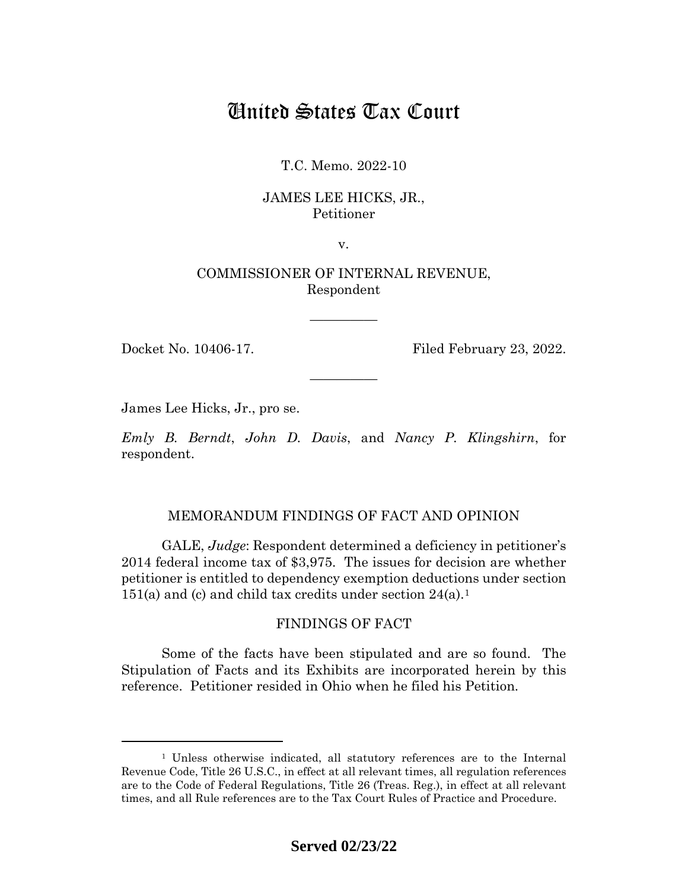# United States Tax Court

T.C. Memo. 2022-10

JAMES LEE HICKS, JR.,
Petitioner

v.

COMMISSIONER OF INTERNAL REVENUE,
Respondent

—————

Docket No. 10406-17. Filed February 23, 2022.

—————

James Lee Hicks, Jr., pro se.

*Emly B. Berndt*, *John D. Davis*, and *Nancy P. Klingshirn*, for respondent.

## MEMORANDUM FINDINGS OF FACT AND OPINION

GALE, *Judge*: Respondent determined a deficiency in petitioner's 2014 federal income tax of $3,975. The issues for decision are whether petitioner is entitled to dependency exemption deductions under section 151(a) and (c) and child tax credits under section 24(a).[1]

## FINDINGS OF FACT

Some of the facts have been stipulated and are so found. The Stipulation of Facts and its Exhibits are incorporated herein by this reference. Petitioner resided in Ohio when he filed his Petition.

[1] Unless otherwise indicated, all statutory references are to the Internal Revenue Code, Title 26 U.S.C., in effect at all relevant times, all regulation references are to the Code of Federal Regulations, Title 26 (Treas. Reg.), in effect at all relevant times, and all Rule references are to the Tax Court Rules of Practice and Procedure.

**Served 02/23/22**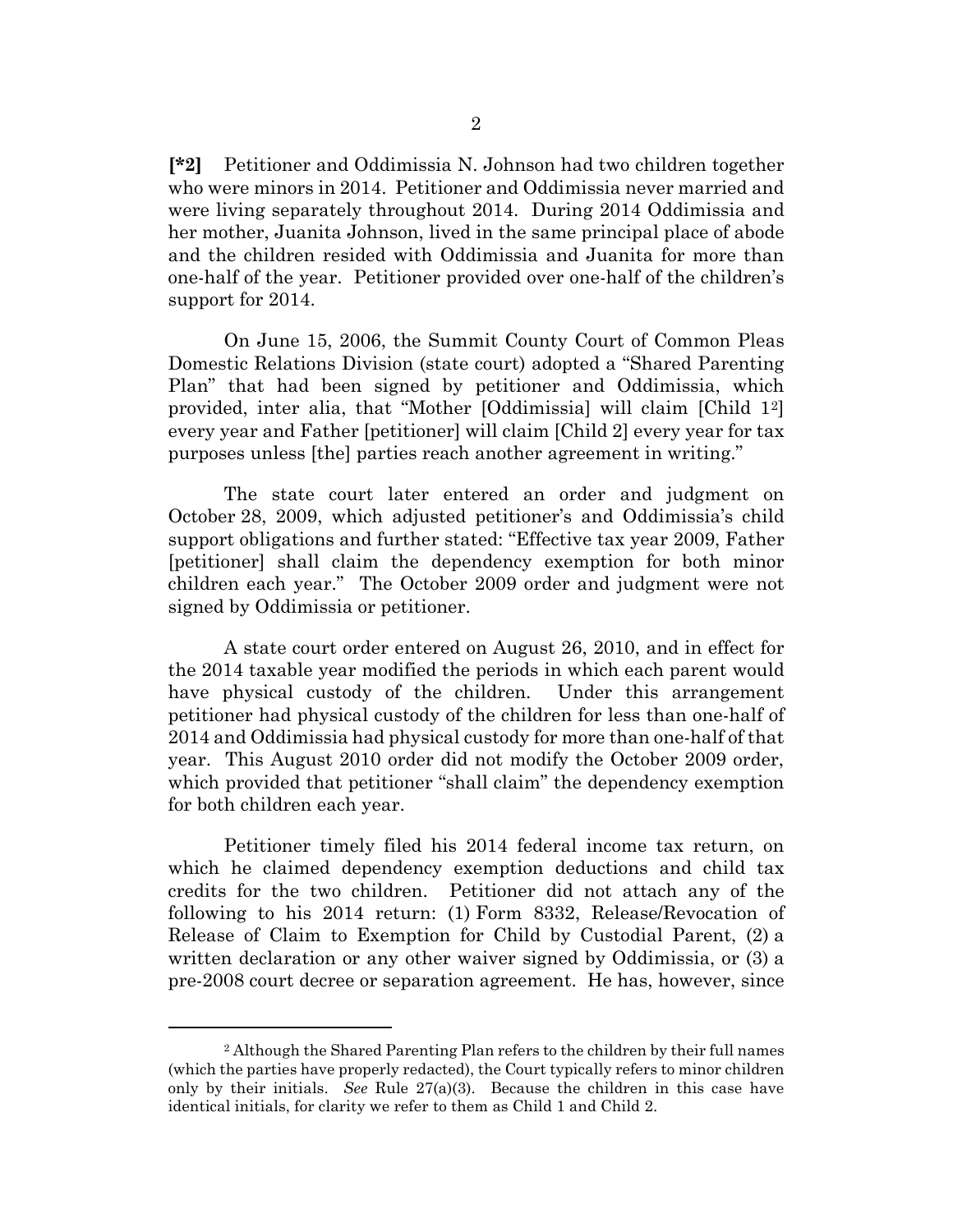**[*2]** Petitioner and Oddimissia N. Johnson had two children together who were minors in 2014. Petitioner and Oddimissia never married and were living separately throughout 2014. During 2014 Oddimissia and her mother, Juanita Johnson, lived in the same principal place of abode and the children resided with Oddimissia and Juanita for more than one-half of the year. Petitioner provided over one-half of the children's support for 2014.

On June 15, 2006, the Summit County Court of Common Pleas Domestic Relations Division (state court) adopted a "Shared Parenting Plan" that had been signed by petitioner and Oddimissia, which provided, inter alia, that "Mother [Oddimissia] will claim [Child 1[2]] every year and Father [petitioner] will claim [Child 2] every year for tax purposes unless [the] parties reach another agreement in writing."

The state court later entered an order and judgment on October 28, 2009, which adjusted petitioner's and Oddimissia's child support obligations and further stated: "Effective tax year 2009, Father [petitioner] shall claim the dependency exemption for both minor children each year." The October 2009 order and judgment were not signed by Oddimissia or petitioner.

A state court order entered on August 26, 2010, and in effect for the 2014 taxable year modified the periods in which each parent would have physical custody of the children. Under this arrangement petitioner had physical custody of the children for less than one-half of 2014 and Oddimissia had physical custody for more than one-half of that year. This August 2010 order did not modify the October 2009 order, which provided that petitioner "shall claim" the dependency exemption for both children each year.

Petitioner timely filed his 2014 federal income tax return, on which he claimed dependency exemption deductions and child tax credits for the two children. Petitioner did not attach any of the following to his 2014 return: (1) Form 8332, Release/Revocation of Release of Claim to Exemption for Child by Custodial Parent, (2) a written declaration or any other waiver signed by Oddimissia, or (3) a pre-2008 court decree or separation agreement. He has, however, since

[2] Although the Shared Parenting Plan refers to the children by their full names (which the parties have properly redacted), the Court typically refers to minor children only by their initials. *See* Rule 27(a)(3). Because the children in this case have identical initials, for clarity we refer to them as Child 1 and Child 2.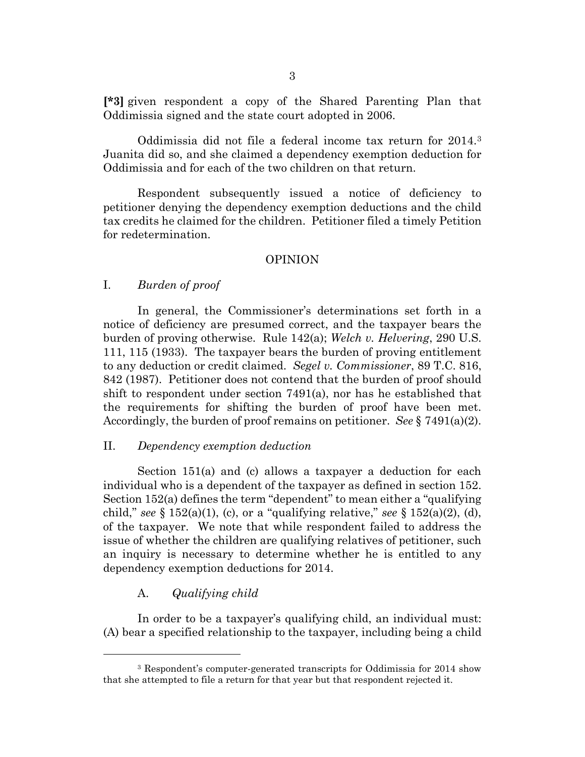**[*3]** given respondent a copy of the Shared Parenting Plan that Oddimissia signed and the state court adopted in 2006.

Oddimissia did not file a federal income tax return for 2014.[3] Juanita did so, and she claimed a dependency exemption deduction for Oddimissia and for each of the two children on that return.

Respondent subsequently issued a notice of deficiency to petitioner denying the dependency exemption deductions and the child tax credits he claimed for the children. Petitioner filed a timely Petition for redetermination.

## OPINION

### I. *Burden of proof*

In general, the Commissioner's determinations set forth in a notice of deficiency are presumed correct, and the taxpayer bears the burden of proving otherwise. Rule 142(a); *Welch v. Helvering*, 290 U.S. 111, 115 (1933). The taxpayer bears the burden of proving entitlement to any deduction or credit claimed. *Segel v. Commissioner*, 89 T.C. 816, 842 (1987). Petitioner does not contend that the burden of proof should shift to respondent under section 7491(a), nor has he established that the requirements for shifting the burden of proof have been met. Accordingly, the burden of proof remains on petitioner. *See* § 7491(a)(2).

### II. *Dependency exemption deduction*

Section 151(a) and (c) allows a taxpayer a deduction for each individual who is a dependent of the taxpayer as defined in section 152. Section 152(a) defines the term "dependent" to mean either a "qualifying child," *see* § 152(a)(1), (c), or a "qualifying relative," *see* § 152(a)(2), (d), of the taxpayer. We note that while respondent failed to address the issue of whether the children are qualifying relatives of petitioner, such an inquiry is necessary to determine whether he is entitled to any dependency exemption deductions for 2014.

#### A. *Qualifying child*

In order to be a taxpayer's qualifying child, an individual must: (A) bear a specified relationship to the taxpayer, including being a child

[3] Respondent's computer-generated transcripts for Oddimissia for 2014 show that she attempted to file a return for that year but that respondent rejected it.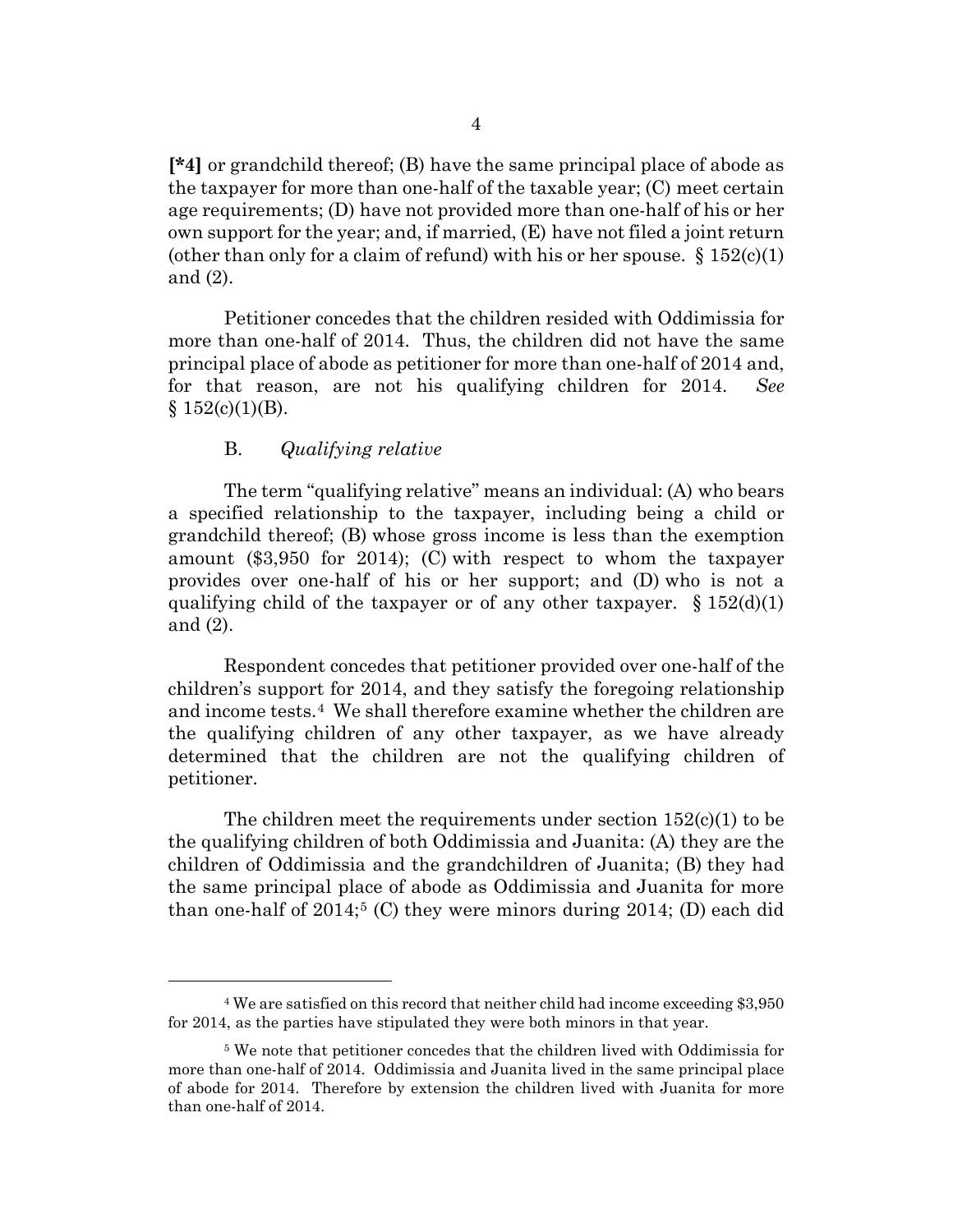[*4] or grandchild thereof; (B) have the same principal place of abode as the taxpayer for more than one-half of the taxable year; (C) meet certain age requirements; (D) have not provided more than one-half of his or her own support for the year; and, if married, (E) have not filed a joint return (other than only for a claim of refund) with his or her spouse. § 152(c)(1) and (2).

Petitioner concedes that the children resided with Oddimissia for more than one-half of 2014. Thus, the children did not have the same principal place of abode as petitioner for more than one-half of 2014 and, for that reason, are not his qualifying children for 2014. *See* § 152(c)(1)(B).

### B. *Qualifying relative*

The term "qualifying relative" means an individual: (A) who bears a specified relationship to the taxpayer, including being a child or grandchild thereof; (B) whose gross income is less than the exemption amount ($3,950 for 2014); (C) with respect to whom the taxpayer provides over one-half of his or her support; and (D) who is not a qualifying child of the taxpayer or of any other taxpayer. § 152(d)(1) and (2).

Respondent concedes that petitioner provided over one-half of the children's support for 2014, and they satisfy the foregoing relationship and income tests.[4] We shall therefore examine whether the children are the qualifying children of any other taxpayer, as we have already determined that the children are not the qualifying children of petitioner.

The children meet the requirements under section 152(c)(1) to be the qualifying children of both Oddimissia and Juanita: (A) they are the children of Oddimissia and the grandchildren of Juanita; (B) they had the same principal place of abode as Oddimissia and Juanita for more than one-half of 2014;[5] (C) they were minors during 2014; (D) each did

---

[4] We are satisfied on this record that neither child had income exceeding $3,950 for 2014, as the parties have stipulated they were both minors in that year.

[5] We note that petitioner concedes that the children lived with Oddimissia for more than one-half of 2014. Oddimissia and Juanita lived in the same principal place of abode for 2014. Therefore by extension the children lived with Juanita for more than one-half of 2014.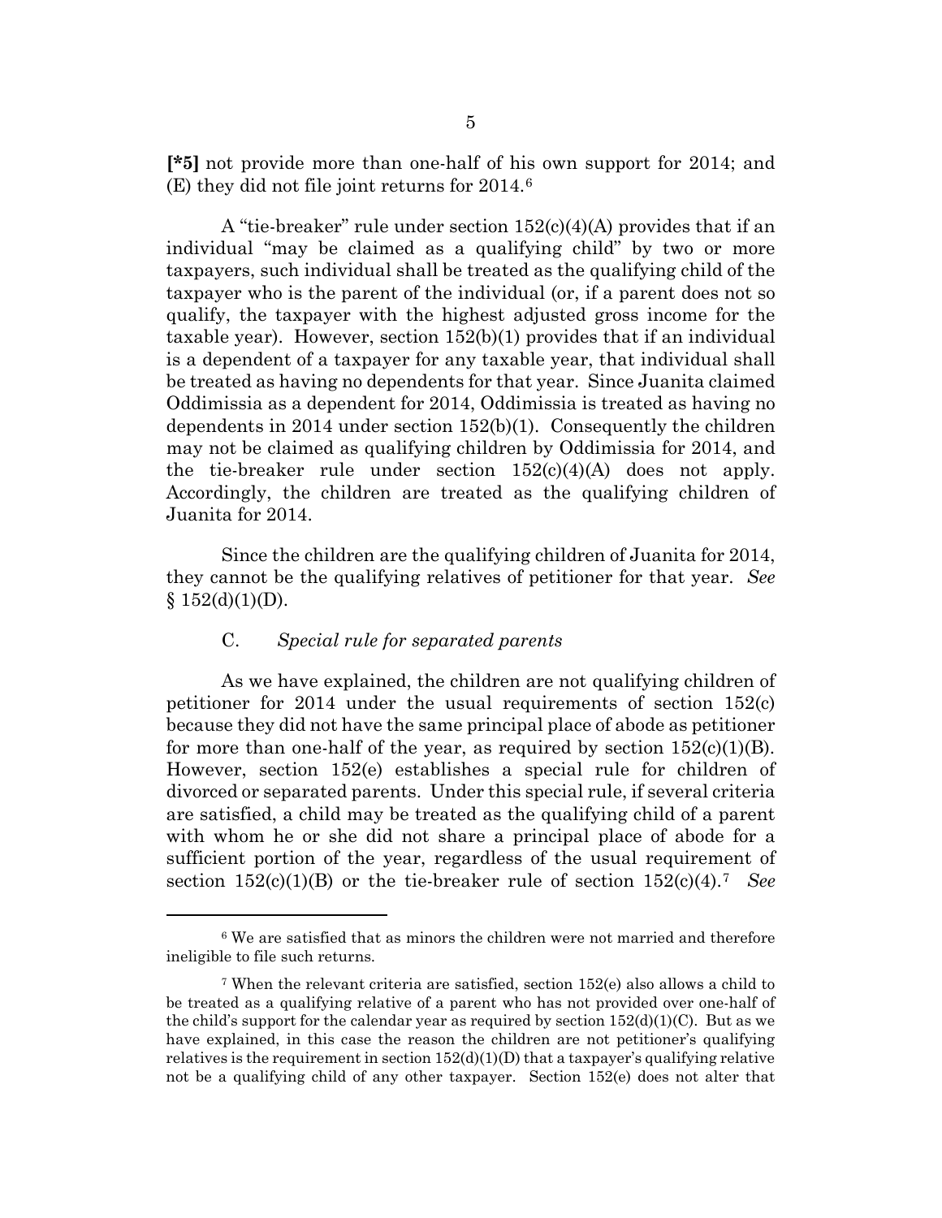**[*5]** not provide more than one-half of his own support for 2014; and (E) they did not file joint returns for 2014.[6]

A "tie-breaker" rule under section 152(c)(4)(A) provides that if an individual "may be claimed as a qualifying child" by two or more taxpayers, such individual shall be treated as the qualifying child of the taxpayer who is the parent of the individual (or, if a parent does not so qualify, the taxpayer with the highest adjusted gross income for the taxable year). However, section 152(b)(1) provides that if an individual is a dependent of a taxpayer for any taxable year, that individual shall be treated as having no dependents for that year. Since Juanita claimed Oddimissia as a dependent for 2014, Oddimissia is treated as having no dependents in 2014 under section 152(b)(1). Consequently the children may not be claimed as qualifying children by Oddimissia for 2014, and the tie-breaker rule under section 152(c)(4)(A) does not apply. Accordingly, the children are treated as the qualifying children of Juanita for 2014.

Since the children are the qualifying children of Juanita for 2014, they cannot be the qualifying relatives of petitioner for that year. *See* § 152(d)(1)(D).

### C. *Special rule for separated parents*

As we have explained, the children are not qualifying children of petitioner for 2014 under the usual requirements of section 152(c) because they did not have the same principal place of abode as petitioner for more than one-half of the year, as required by section 152(c)(1)(B). However, section 152(e) establishes a special rule for children of divorced or separated parents. Under this special rule, if several criteria are satisfied, a child may be treated as the qualifying child of a parent with whom he or she did not share a principal place of abode for a sufficient portion of the year, regardless of the usual requirement of section 152(c)(1)(B) or the tie-breaker rule of section 152(c)(4).[7] *See*

---

[6] We are satisfied that as minors the children were not married and therefore ineligible to file such returns.

[7] When the relevant criteria are satisfied, section 152(e) also allows a child to be treated as a qualifying relative of a parent who has not provided over one-half of the child's support for the calendar year as required by section 152(d)(1)(C). But as we have explained, in this case the reason the children are not petitioner's qualifying relatives is the requirement in section 152(d)(1)(D) that a taxpayer's qualifying relative not be a qualifying child of any other taxpayer. Section 152(e) does not alter that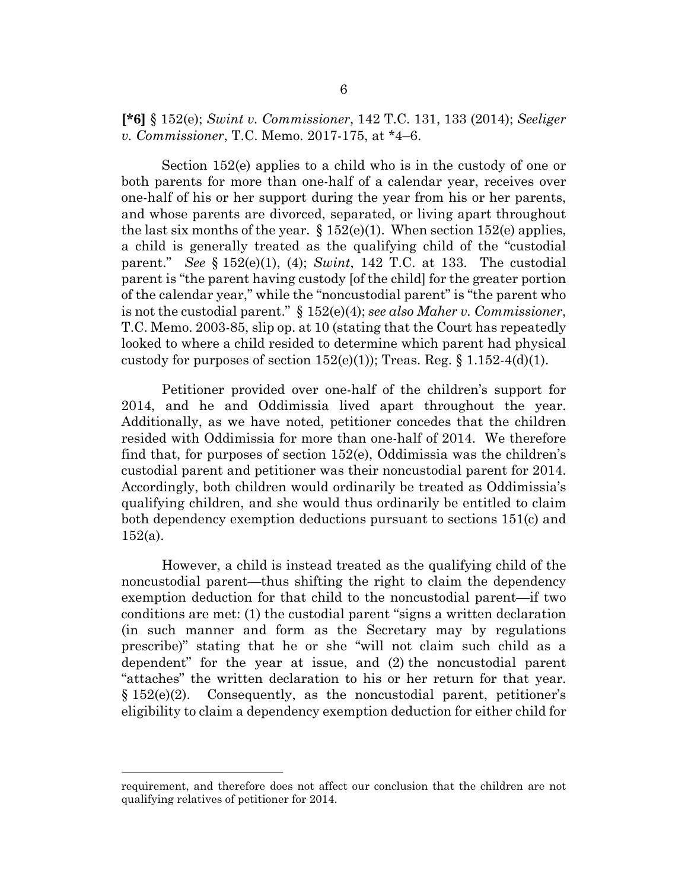**[*6]** § 152(e); *Swint v. Commissioner*, 142 T.C. 131, 133 (2014); *Seeliger v. Commissioner*, T.C. Memo. 2017-175, at *4–6.

Section 152(e) applies to a child who is in the custody of one or both parents for more than one-half of a calendar year, receives over one-half of his or her support during the year from his or her parents, and whose parents are divorced, separated, or living apart throughout the last six months of the year. § 152(e)(1). When section 152(e) applies, a child is generally treated as the qualifying child of the "custodial parent." *See* § 152(e)(1), (4); *Swint*, 142 T.C. at 133. The custodial parent is "the parent having custody [of the child] for the greater portion of the calendar year," while the "noncustodial parent" is "the parent who is not the custodial parent." § 152(e)(4); *see also Maher v. Commissioner*, T.C. Memo. 2003-85, slip op. at 10 (stating that the Court has repeatedly looked to where a child resided to determine which parent had physical custody for purposes of section 152(e)(1)); Treas. Reg. § 1.152-4(d)(1).

Petitioner provided over one-half of the children's support for 2014, and he and Oddimissia lived apart throughout the year. Additionally, as we have noted, petitioner concedes that the children resided with Oddimissia for more than one-half of 2014. We therefore find that, for purposes of section 152(e), Oddimissia was the children's custodial parent and petitioner was their noncustodial parent for 2014. Accordingly, both children would ordinarily be treated as Oddimissia's qualifying children, and she would thus ordinarily be entitled to claim both dependency exemption deductions pursuant to sections 151(c) and 152(a).

However, a child is instead treated as the qualifying child of the noncustodial parent—thus shifting the right to claim the dependency exemption deduction for that child to the noncustodial parent—if two conditions are met: (1) the custodial parent "signs a written declaration (in such manner and form as the Secretary may by regulations prescribe)" stating that he or she "will not claim such child as a dependent" for the year at issue, and (2) the noncustodial parent "attaches" the written declaration to his or her return for that year. § 152(e)(2). Consequently, as the noncustodial parent, petitioner's eligibility to claim a dependency exemption deduction for either child for

---

requirement, and therefore does not affect our conclusion that the children are not qualifying relatives of petitioner for 2014.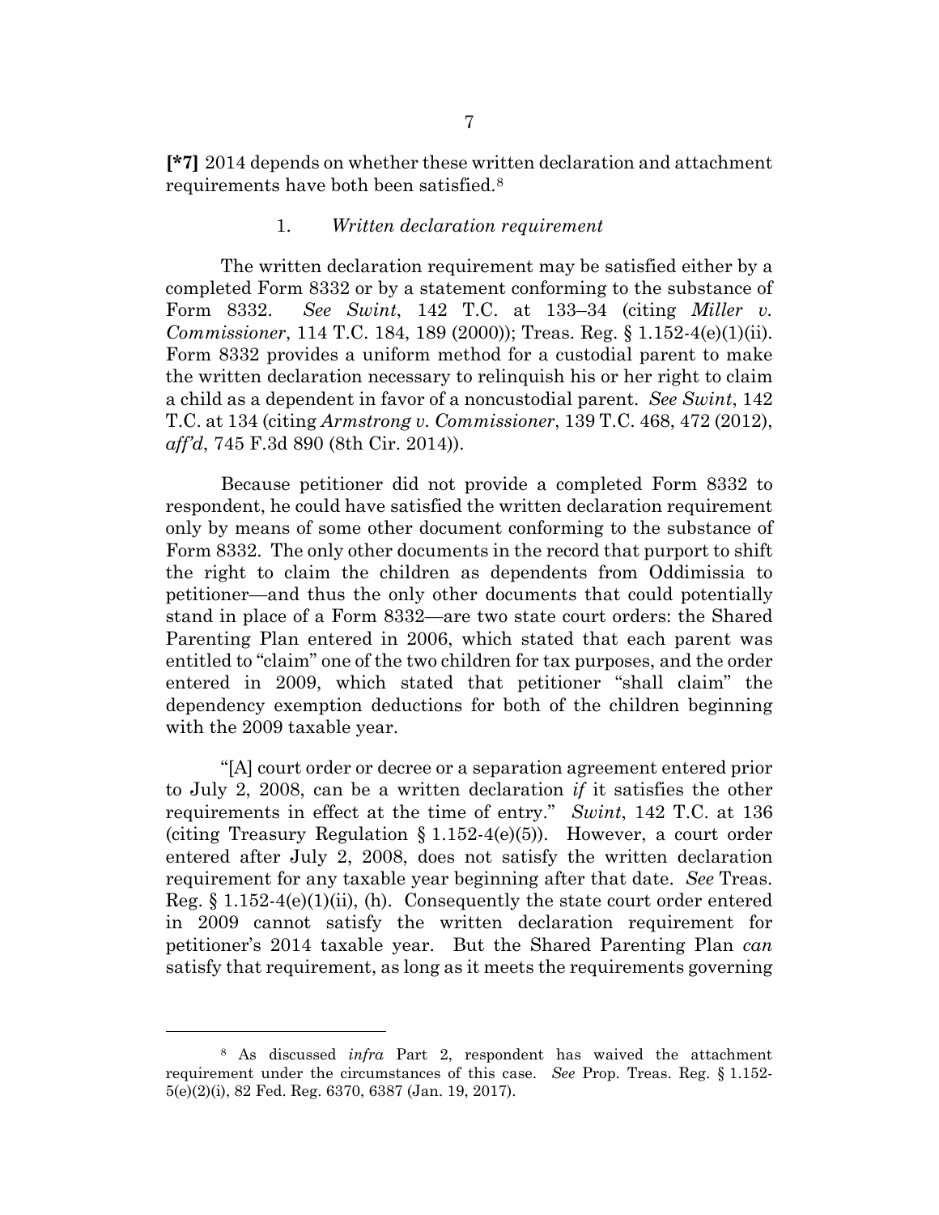**[*7]** 2014 depends on whether these written declaration and attachment requirements have both been satisfied.[8]

1. *Written declaration requirement*

The written declaration requirement may be satisfied either by a completed Form 8332 or by a statement conforming to the substance of Form 8332. *See Swint*, 142 T.C. at 133–34 (citing *Miller v. Commissioner*, 114 T.C. 184, 189 (2000)); Treas. Reg. § 1.152-4(e)(1)(ii). Form 8332 provides a uniform method for a custodial parent to make the written declaration necessary to relinquish his or her right to claim a child as a dependent in favor of a noncustodial parent. *See Swint*, 142 T.C. at 134 (citing *Armstrong v. Commissioner*, 139 T.C. 468, 472 (2012), *aff'd*, 745 F.3d 890 (8th Cir. 2014)).

Because petitioner did not provide a completed Form 8332 to respondent, he could have satisfied the written declaration requirement only by means of some other document conforming to the substance of Form 8332. The only other documents in the record that purport to shift the right to claim the children as dependents from Oddimissia to petitioner—and thus the only other documents that could potentially stand in place of a Form 8332—are two state court orders: the Shared Parenting Plan entered in 2006, which stated that each parent was entitled to "claim" one of the two children for tax purposes, and the order entered in 2009, which stated that petitioner "shall claim" the dependency exemption deductions for both of the children beginning with the 2009 taxable year.

"[A] court order or decree or a separation agreement entered prior to July 2, 2008, can be a written declaration *if* it satisfies the other requirements in effect at the time of entry." *Swint*, 142 T.C. at 136 (citing Treasury Regulation § 1.152-4(e)(5)). However, a court order entered after July 2, 2008, does not satisfy the written declaration requirement for any taxable year beginning after that date. *See* Treas. Reg. § 1.152-4(e)(1)(ii), (h). Consequently the state court order entered in 2009 cannot satisfy the written declaration requirement for petitioner's 2014 taxable year. But the Shared Parenting Plan *can* satisfy that requirement, as long as it meets the requirements governing

---

[8] As discussed *infra* Part 2, respondent has waived the attachment requirement under the circumstances of this case. *See* Prop. Treas. Reg. § 1.152-5(e)(2)(i), 82 Fed. Reg. 6370, 6387 (Jan. 19, 2017).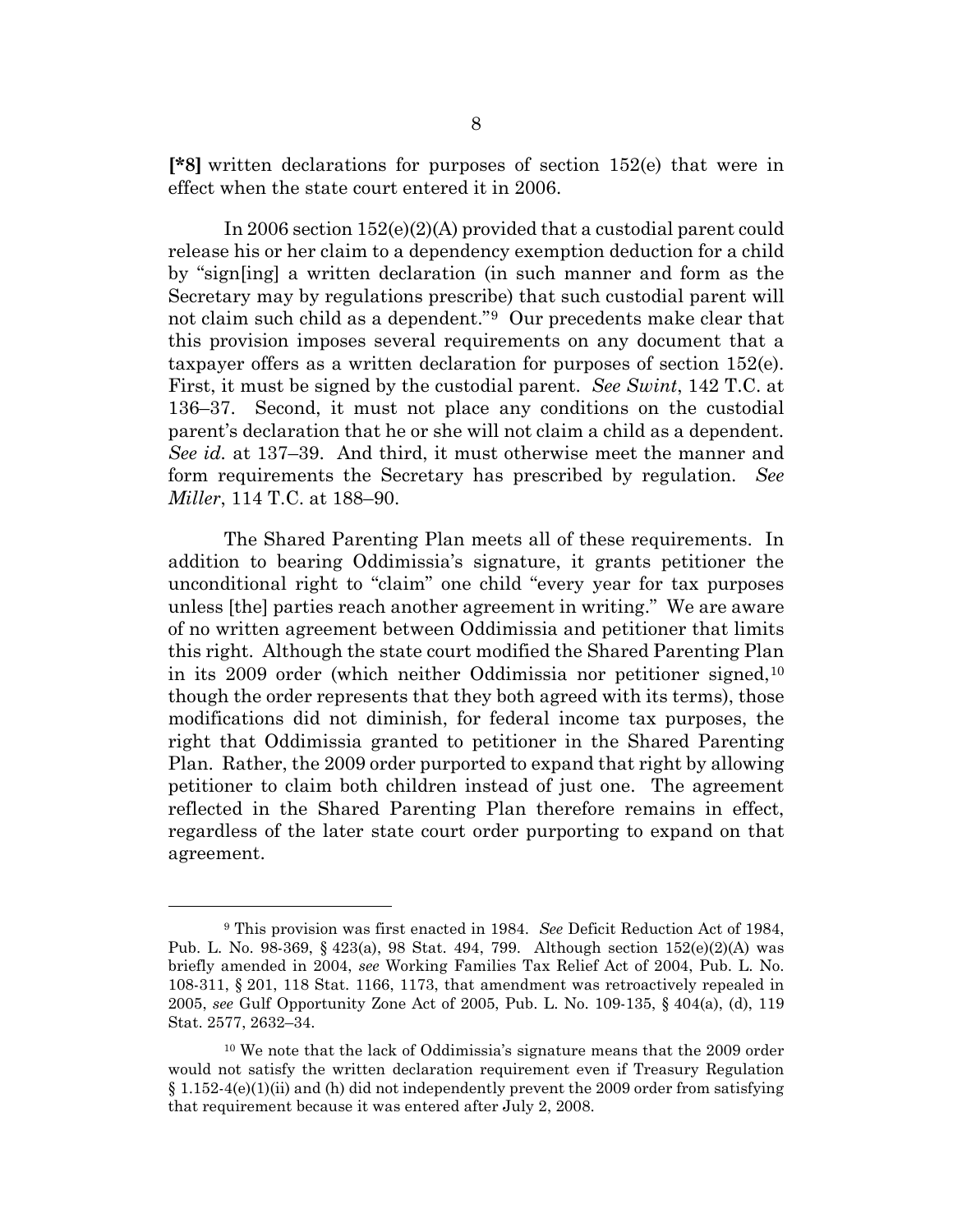**[*8]** written declarations for purposes of section 152(e) that were in effect when the state court entered it in 2006.

In 2006 section 152(e)(2)(A) provided that a custodial parent could release his or her claim to a dependency exemption deduction for a child by "sign[ing] a written declaration (in such manner and form as the Secretary may by regulations prescribe) that such custodial parent will not claim such child as a dependent."[9] Our precedents make clear that this provision imposes several requirements on any document that a taxpayer offers as a written declaration for purposes of section 152(e). First, it must be signed by the custodial parent. *See Swint*, 142 T.C. at 136–37. Second, it must not place any conditions on the custodial parent's declaration that he or she will not claim a child as a dependent. *See id.* at 137–39. And third, it must otherwise meet the manner and form requirements the Secretary has prescribed by regulation. *See Miller*, 114 T.C. at 188–90.

The Shared Parenting Plan meets all of these requirements. In addition to bearing Oddimissia's signature, it grants petitioner the unconditional right to "claim" one child "every year for tax purposes unless [the] parties reach another agreement in writing." We are aware of no written agreement between Oddimissia and petitioner that limits this right. Although the state court modified the Shared Parenting Plan in its 2009 order (which neither Oddimissia nor petitioner signed,[10] though the order represents that they both agreed with its terms), those modifications did not diminish, for federal income tax purposes, the right that Oddimissia granted to petitioner in the Shared Parenting Plan. Rather, the 2009 order purported to expand that right by allowing petitioner to claim both children instead of just one. The agreement reflected in the Shared Parenting Plan therefore remains in effect, regardless of the later state court order purporting to expand on that agreement.

---

[9] This provision was first enacted in 1984. *See* Deficit Reduction Act of 1984, Pub. L. No. 98-369, § 423(a), 98 Stat. 494, 799. Although section 152(e)(2)(A) was briefly amended in 2004, *see* Working Families Tax Relief Act of 2004, Pub. L. No. 108-311, § 201, 118 Stat. 1166, 1173, that amendment was retroactively repealed in 2005, *see* Gulf Opportunity Zone Act of 2005, Pub. L. No. 109-135, § 404(a), (d), 119 Stat. 2577, 2632–34.

[10] We note that the lack of Oddimissia's signature means that the 2009 order would not satisfy the written declaration requirement even if Treasury Regulation § 1.152-4(e)(1)(ii) and (h) did not independently prevent the 2009 order from satisfying that requirement because it was entered after July 2, 2008.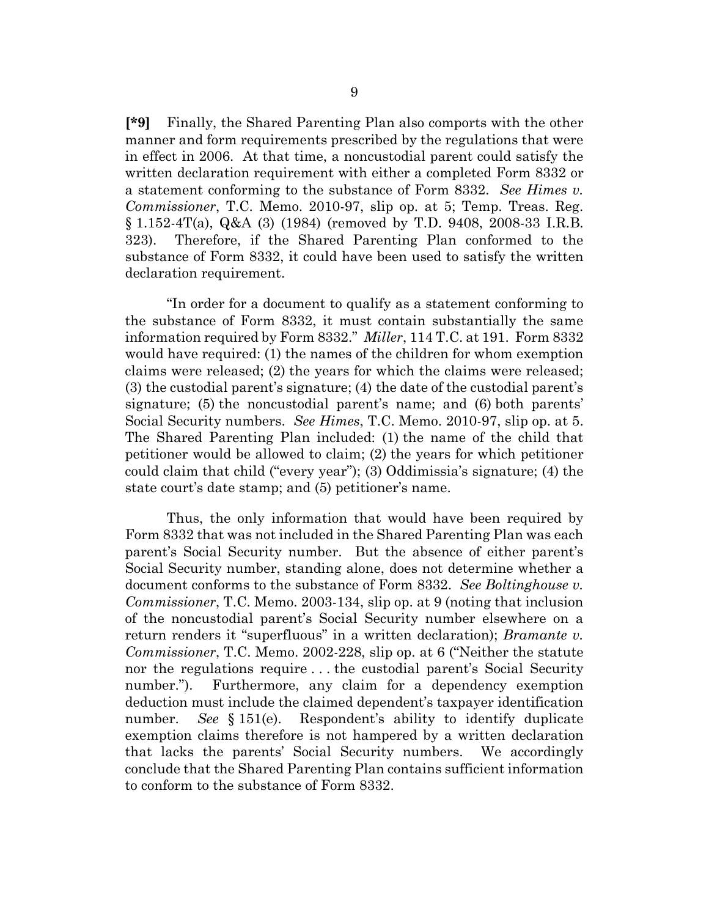**[*9]** Finally, the Shared Parenting Plan also comports with the other manner and form requirements prescribed by the regulations that were in effect in 2006. At that time, a noncustodial parent could satisfy the written declaration requirement with either a completed Form 8332 or a statement conforming to the substance of Form 8332. *See Himes v. Commissioner*, T.C. Memo. 2010-97, slip op. at 5; Temp. Treas. Reg. § 1.152-4T(a), Q&A (3) (1984) (removed by T.D. 9408, 2008-33 I.R.B. 323). Therefore, if the Shared Parenting Plan conformed to the substance of Form 8332, it could have been used to satisfy the written declaration requirement.

"In order for a document to qualify as a statement conforming to the substance of Form 8332, it must contain substantially the same information required by Form 8332." *Miller*, 114 T.C. at 191. Form 8332 would have required: (1) the names of the children for whom exemption claims were released; (2) the years for which the claims were released; (3) the custodial parent's signature; (4) the date of the custodial parent's signature; (5) the noncustodial parent's name; and (6) both parents' Social Security numbers. *See Himes*, T.C. Memo. 2010-97, slip op. at 5. The Shared Parenting Plan included: (1) the name of the child that petitioner would be allowed to claim; (2) the years for which petitioner could claim that child ("every year"); (3) Oddimissia's signature; (4) the state court's date stamp; and (5) petitioner's name.

Thus, the only information that would have been required by Form 8332 that was not included in the Shared Parenting Plan was each parent's Social Security number. But the absence of either parent's Social Security number, standing alone, does not determine whether a document conforms to the substance of Form 8332. *See Boltinghouse v. Commissioner*, T.C. Memo. 2003-134, slip op. at 9 (noting that inclusion of the noncustodial parent's Social Security number elsewhere on a return renders it "superfluous" in a written declaration); *Bramante v. Commissioner*, T.C. Memo. 2002-228, slip op. at 6 ("Neither the statute nor the regulations require . . . the custodial parent's Social Security number."). Furthermore, any claim for a dependency exemption deduction must include the claimed dependent's taxpayer identification number. *See* § 151(e). Respondent's ability to identify duplicate exemption claims therefore is not hampered by a written declaration that lacks the parents' Social Security numbers. We accordingly conclude that the Shared Parenting Plan contains sufficient information to conform to the substance of Form 8332.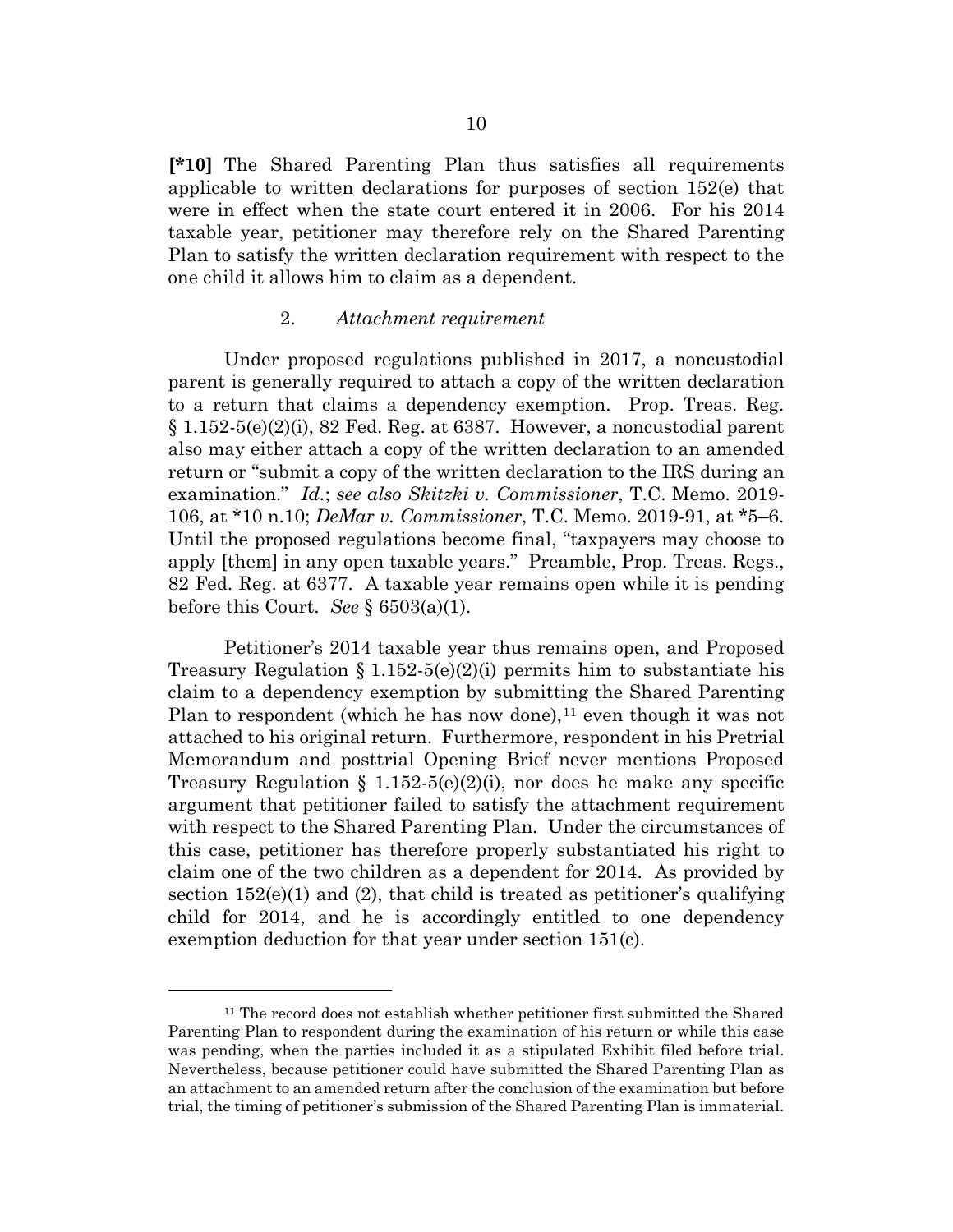**[*10]** The Shared Parenting Plan thus satisfies all requirements applicable to written declarations for purposes of section 152(e) that were in effect when the state court entered it in 2006. For his 2014 taxable year, petitioner may therefore rely on the Shared Parenting Plan to satisfy the written declaration requirement with respect to the one child it allows him to claim as a dependent.

2. *Attachment requirement*

Under proposed regulations published in 2017, a noncustodial parent is generally required to attach a copy of the written declaration to a return that claims a dependency exemption. Prop. Treas. Reg. § 1.152-5(e)(2)(i), 82 Fed. Reg. at 6387. However, a noncustodial parent also may either attach a copy of the written declaration to an amended return or "submit a copy of the written declaration to the IRS during an examination." *Id.*; *see also Skitzki v. Commissioner*, T.C. Memo. 2019-106, at *10 n.10; *DeMar v. Commissioner*, T.C. Memo. 2019-91, at *5–6. Until the proposed regulations become final, "taxpayers may choose to apply [them] in any open taxable years." Preamble, Prop. Treas. Regs., 82 Fed. Reg. at 6377. A taxable year remains open while it is pending before this Court. *See* § 6503(a)(1).

Petitioner's 2014 taxable year thus remains open, and Proposed Treasury Regulation § 1.152-5(e)(2)(i) permits him to substantiate his claim to a dependency exemption by submitting the Shared Parenting Plan to respondent (which he has now done),[11] even though it was not attached to his original return. Furthermore, respondent in his Pretrial Memorandum and posttrial Opening Brief never mentions Proposed Treasury Regulation § 1.152-5(e)(2)(i), nor does he make any specific argument that petitioner failed to satisfy the attachment requirement with respect to the Shared Parenting Plan. Under the circumstances of this case, petitioner has therefore properly substantiated his right to claim one of the two children as a dependent for 2014. As provided by section 152(e)(1) and (2), that child is treated as petitioner's qualifying child for 2014, and he is accordingly entitled to one dependency exemption deduction for that year under section 151(c).

---

[11] The record does not establish whether petitioner first submitted the Shared Parenting Plan to respondent during the examination of his return or while this case was pending, when the parties included it as a stipulated Exhibit filed before trial. Nevertheless, because petitioner could have submitted the Shared Parenting Plan as an attachment to an amended return after the conclusion of the examination but before trial, the timing of petitioner's submission of the Shared Parenting Plan is immaterial.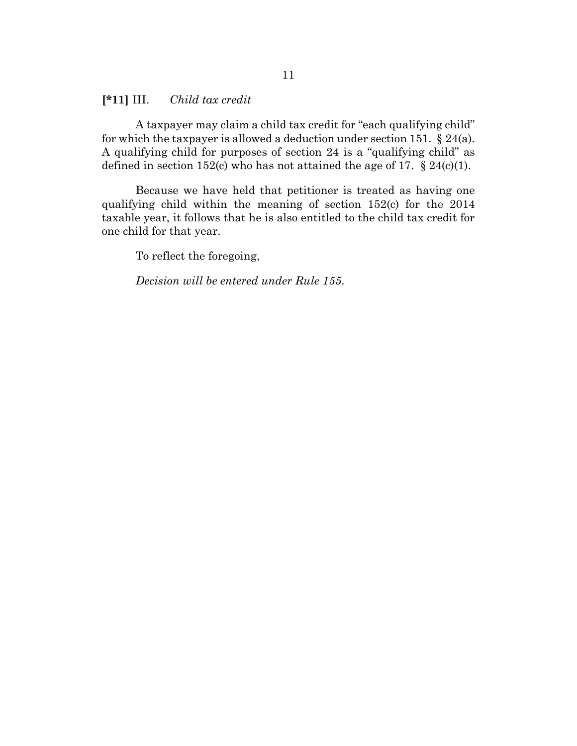**[*11]** III. *Child tax credit*

A taxpayer may claim a child tax credit for "each qualifying child" for which the taxpayer is allowed a deduction under section 151. § 24(a). A qualifying child for purposes of section 24 is a "qualifying child" as defined in section 152(c) who has not attained the age of 17. § 24(c)(1).

Because we have held that petitioner is treated as having one qualifying child within the meaning of section 152(c) for the 2014 taxable year, it follows that he is also entitled to the child tax credit for one child for that year.

To reflect the foregoing,

*Decision will be entered under Rule 155.*